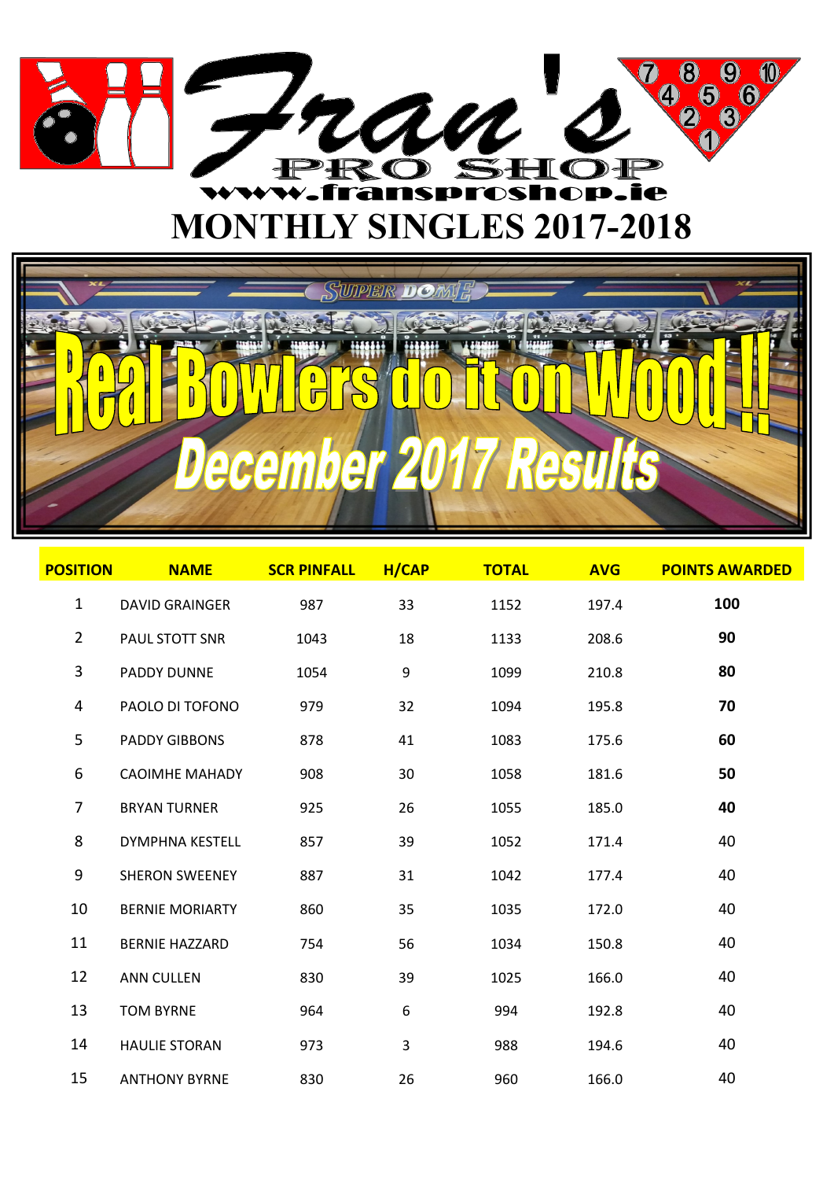# Fran's PRO SHOP

www.fransproshop.ie

# MONTHLY SINGLES 2017-2018

## Real Bowlers do it on Wood !!

## December 2017 Results

| POSITION | NAME | SCR PINFALL | H/CAP | TOTAL | AVG | POINTS AWARDED |
|---|---|---|---|---|---|---|
| 1 | DAVID GRAINGER | 987 | 33 | 1152 | 197.4 | **100** |
| 2 | PAUL STOTT SNR | 1043 | 18 | 1133 | 208.6 | **90** |
| 3 | PADDY DUNNE | 1054 | 9 | 1099 | 210.8 | **80** |
| 4 | PAOLO DI TOFONO | 979 | 32 | 1094 | 195.8 | **70** |
| 5 | PADDY GIBBONS | 878 | 41 | 1083 | 175.6 | **60** |
| 6 | CAOIMHE MAHADY | 908 | 30 | 1058 | 181.6 | **50** |
| 7 | BRYAN TURNER | 925 | 26 | 1055 | 185.0 | **40** |
| 8 | DYMPHNA KESTELL | 857 | 39 | 1052 | 171.4 | 40 |
| 9 | SHERON SWEENEY | 887 | 31 | 1042 | 177.4 | 40 |
| 10 | BERNIE MORIARTY | 860 | 35 | 1035 | 172.0 | 40 |
| 11 | BERNIE HAZZARD | 754 | 56 | 1034 | 150.8 | 40 |
| 12 | ANN CULLEN | 830 | 39 | 1025 | 166.0 | 40 |
| 13 | TOM BYRNE | 964 | 6 | 994 | 192.8 | 40 |
| 14 | HAULIE STORAN | 973 | 3 | 988 | 194.6 | 40 |
| 15 | ANTHONY BYRNE | 830 | 26 | 960 | 166.0 | 40 |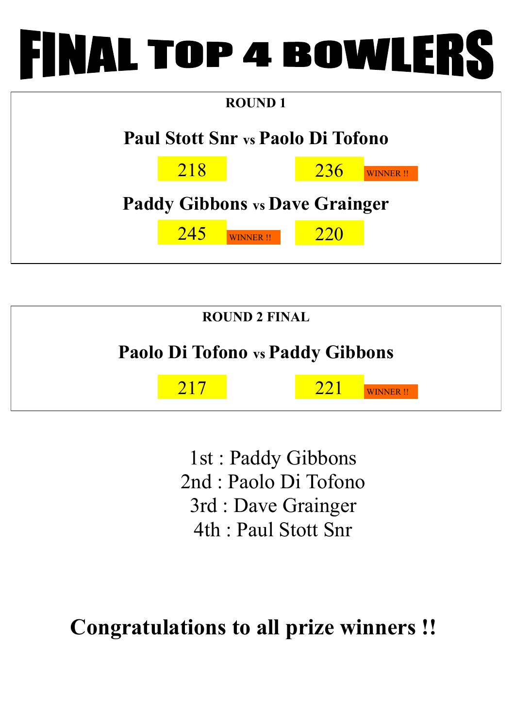# FINAL TOP 4 BOWLERS

## ROUND 1

**Paul Stott Snr vs Paolo Di Tofono**

218 | 236 WINNER !!

**Paddy Gibbons vs Dave Grainger**

245 WINNER !! | 220

## ROUND 2 FINAL

**Paolo Di Tofono vs Paddy Gibbons**

217 | 221 WINNER !!

1st : Paddy Gibbons
2nd : Paolo Di Tofono
3rd : Dave Grainger
4th : Paul Stott Snr

**Congratulations to all prize winners !!**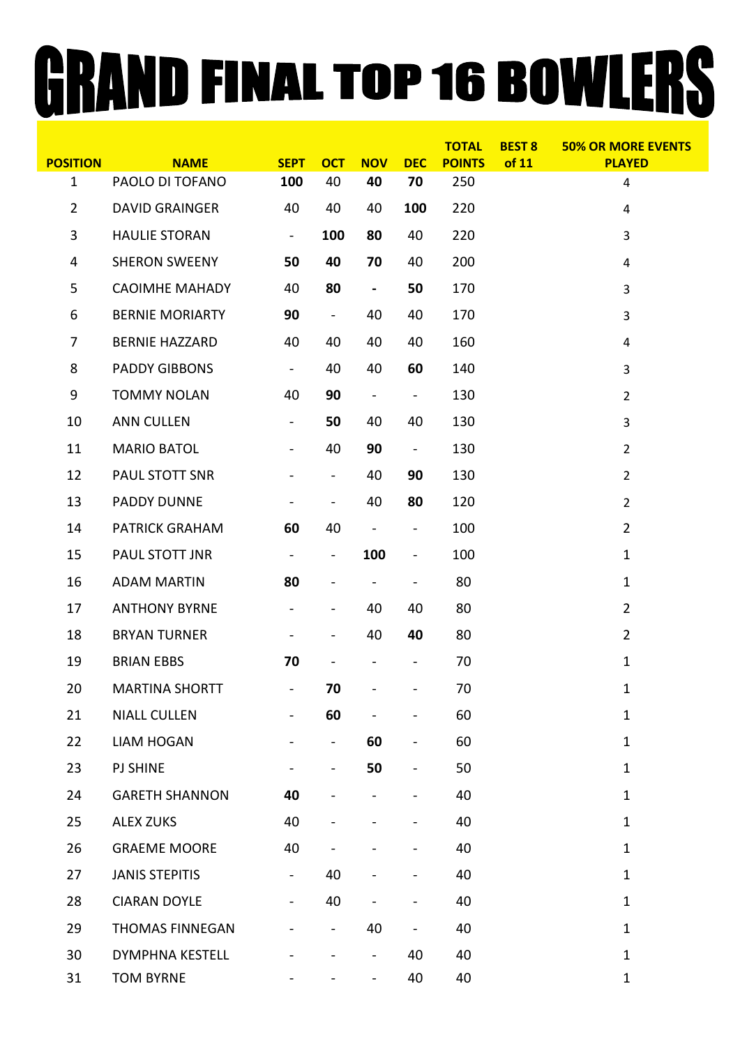# GRAND FINAL TOP 16 BOWLERS

| POSITION | NAME | SEPT | OCT | NOV | DEC | TOTAL POINTS | BEST 8 of 11 | 50% OR MORE EVENTS PLAYED |
|---|---|---|---|---|---|---|---|---|
| 1 | PAOLO DI TOFANO | **100** | 40 | **40** | **70** | 250 | | 4 |
| 2 | DAVID GRAINGER | 40 | 40 | 40 | **100** | 220 | | 4 |
| 3 | HAULIE STORAN | - | **100** | **80** | 40 | 220 | | 3 |
| 4 | SHERON SWEENY | **50** | **40** | **70** | 40 | 200 | | 4 |
| 5 | CAOIMHE MAHADY | 40 | **80** | **-** | **50** | 170 | | 3 |
| 6 | BERNIE MORIARTY | **90** | - | 40 | 40 | 170 | | 3 |
| 7 | BERNIE HAZZARD | 40 | 40 | 40 | 40 | 160 | | 4 |
| 8 | PADDY GIBBONS | - | 40 | 40 | **60** | 140 | | 3 |
| 9 | TOMMY NOLAN | 40 | **90** | - | - | 130 | | 2 |
| 10 | ANN CULLEN | - | **50** | 40 | 40 | 130 | | 3 |
| 11 | MARIO BATOL | - | 40 | **90** | - | 130 | | 2 |
| 12 | PAUL STOTT SNR | - | - | 40 | **90** | 130 | | 2 |
| 13 | PADDY DUNNE | - | - | 40 | **80** | 120 | | 2 |
| 14 | PATRICK GRAHAM | **60** | 40 | - | - | 100 | | 2 |
| 15 | PAUL STOTT JNR | - | - | **100** | - | 100 | | 1 |
| 16 | ADAM MARTIN | **80** | - | - | - | 80 | | 1 |
| 17 | ANTHONY BYRNE | - | - | 40 | 40 | 80 | | 2 |
| 18 | BRYAN TURNER | - | - | 40 | **40** | 80 | | 2 |
| 19 | BRIAN EBBS | **70** | - | - | - | 70 | | 1 |
| 20 | MARTINA SHORTT | - | **70** | - | - | 70 | | 1 |
| 21 | NIALL CULLEN | - | **60** | - | - | 60 | | 1 |
| 22 | LIAM HOGAN | - | - | **60** | - | 60 | | 1 |
| 23 | PJ SHINE | - | - | **50** | - | 50 | | 1 |
| 24 | GARETH SHANNON | **40** | - | - | - | 40 | | 1 |
| 25 | ALEX ZUKS | 40 | - | - | - | 40 | | 1 |
| 26 | GRAEME MOORE | 40 | - | - | - | 40 | | 1 |
| 27 | JANIS STEPITIS | - | 40 | - | - | 40 | | 1 |
| 28 | CIARAN DOYLE | - | 40 | - | - | 40 | | 1 |
| 29 | THOMAS FINNEGAN | - | - | 40 | - | 40 | | 1 |
| 30 | DYMPHNA KESTELL | - | - | - | 40 | 40 | | 1 |
| 31 | TOM BYRNE | - | - | - | 40 | 40 | | 1 |